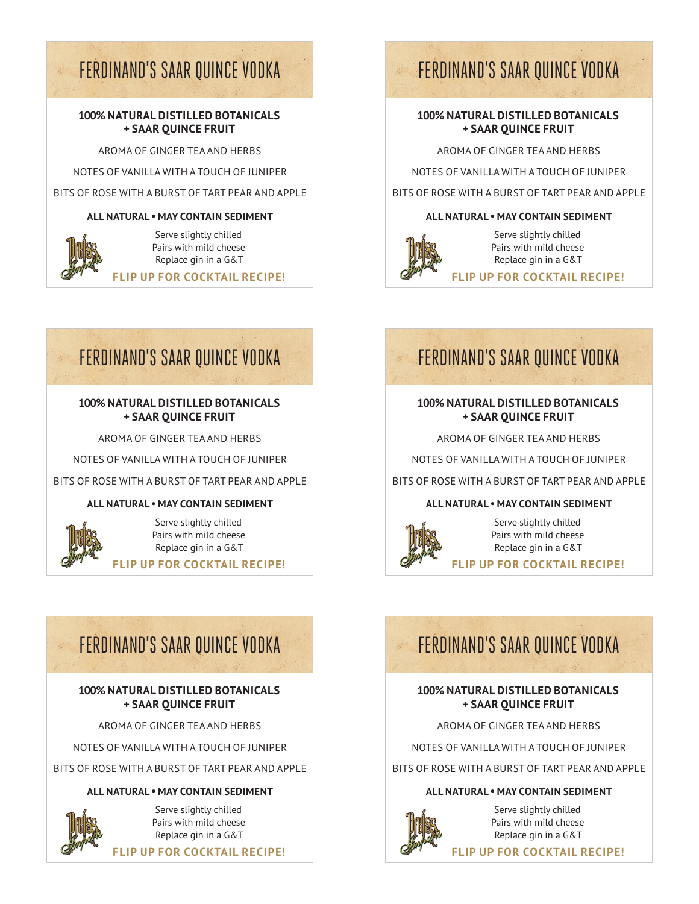# FERDINAND'S SAAR QUINCE VODKA

**100% NATURAL DISTILLED BOTANICALS + SAAR QUINCE FRUIT**

AROMA OF GINGER TEA AND HERBS

NOTES OF VANILLA WITH A TOUCH OF JUNIPER

BITS OF ROSE WITH A BURST OF TART PEAR AND APPLE

**ALL NATURAL • MAY CONTAIN SEDIMENT**

Serve slightly chilled
Pairs with mild cheese
Replace gin in a G&T

**FLIP UP FOR COCKTAIL RECIPE!**

# FERDINAND'S SAAR QUINCE VODKA

**100% NATURAL DISTILLED BOTANICALS + SAAR QUINCE FRUIT**

AROMA OF GINGER TEA AND HERBS

NOTES OF VANILLA WITH A TOUCH OF JUNIPER

BITS OF ROSE WITH A BURST OF TART PEAR AND APPLE

**ALL NATURAL • MAY CONTAIN SEDIMENT**

Serve slightly chilled
Pairs with mild cheese
Replace gin in a G&T

**FLIP UP FOR COCKTAIL RECIPE!**

# FERDINAND'S SAAR QUINCE VODKA

**100% NATURAL DISTILLED BOTANICALS + SAAR QUINCE FRUIT**

AROMA OF GINGER TEA AND HERBS

NOTES OF VANILLA WITH A TOUCH OF JUNIPER

BITS OF ROSE WITH A BURST OF TART PEAR AND APPLE

**ALL NATURAL • MAY CONTAIN SEDIMENT**

Serve slightly chilled
Pairs with mild cheese
Replace gin in a G&T

**FLIP UP FOR COCKTAIL RECIPE!**

# FERDINAND'S SAAR QUINCE VODKA

**100% NATURAL DISTILLED BOTANICALS + SAAR QUINCE FRUIT**

AROMA OF GINGER TEA AND HERBS

NOTES OF VANILLA WITH A TOUCH OF JUNIPER

BITS OF ROSE WITH A BURST OF TART PEAR AND APPLE

**ALL NATURAL • MAY CONTAIN SEDIMENT**

Serve slightly chilled
Pairs with mild cheese
Replace gin in a G&T

**FLIP UP FOR COCKTAIL RECIPE!**

# FERDINAND'S SAAR QUINCE VODKA

**100% NATURAL DISTILLED BOTANICALS + SAAR QUINCE FRUIT**

AROMA OF GINGER TEA AND HERBS

NOTES OF VANILLA WITH A TOUCH OF JUNIPER

BITS OF ROSE WITH A BURST OF TART PEAR AND APPLE

**ALL NATURAL • MAY CONTAIN SEDIMENT**

Serve slightly chilled
Pairs with mild cheese
Replace gin in a G&T

**FLIP UP FOR COCKTAIL RECIPE!**

# FERDINAND'S SAAR QUINCE VODKA

**100% NATURAL DISTILLED BOTANICALS + SAAR QUINCE FRUIT**

AROMA OF GINGER TEA AND HERBS

NOTES OF VANILLA WITH A TOUCH OF JUNIPER

BITS OF ROSE WITH A BURST OF TART PEAR AND APPLE

**ALL NATURAL • MAY CONTAIN SEDIMENT**

Serve slightly chilled
Pairs with mild cheese
Replace gin in a G&T

**FLIP UP FOR COCKTAIL RECIPE!**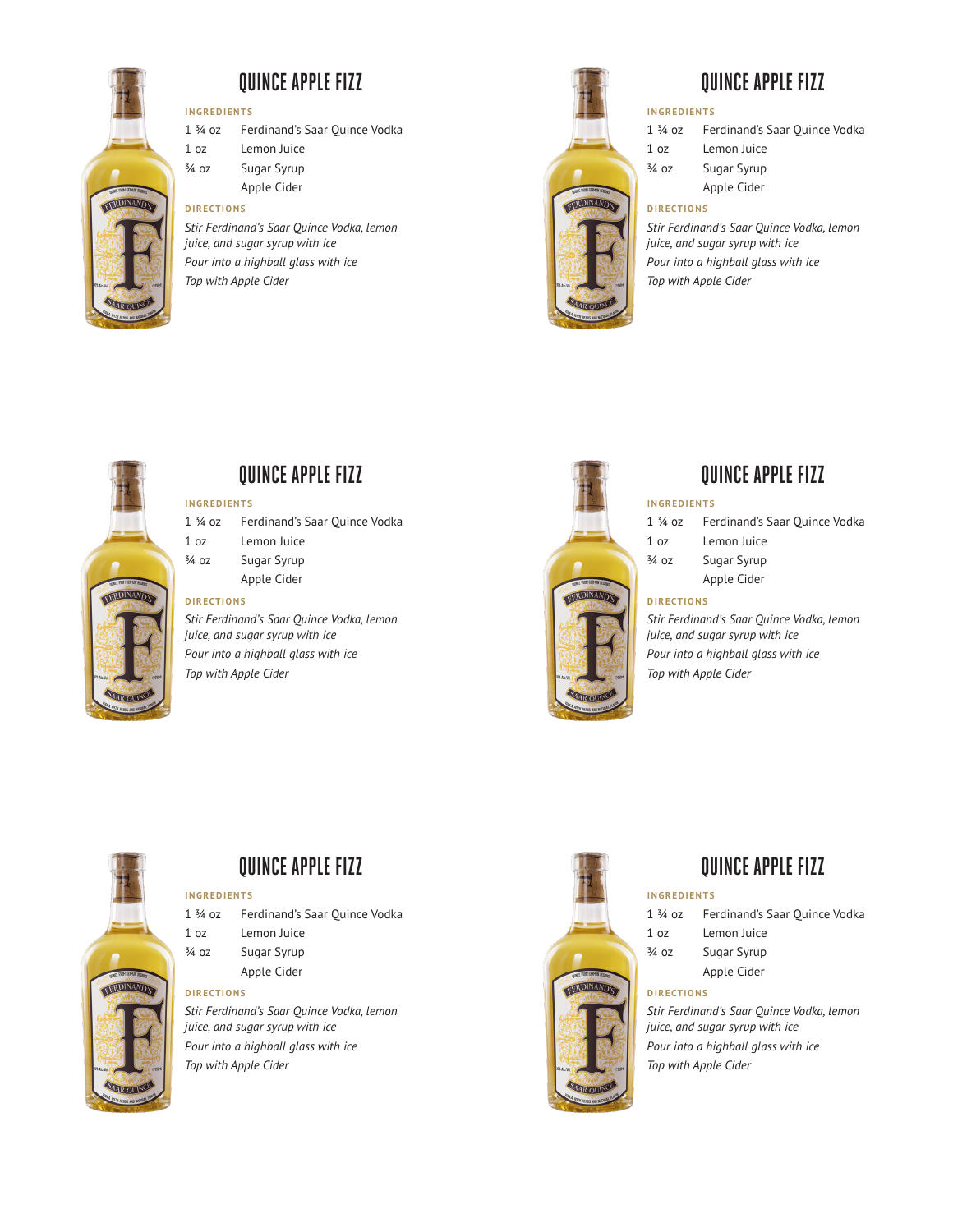# QUINCE APPLE FIZZ

**INGREDIENTS**

| | |
|---|---|
| 1 ¾ oz | Ferdinand's Saar Quince Vodka |
| 1 oz | Lemon Juice |
| ¾ oz | Sugar Syrup |
| | Apple Cider |

**DIRECTIONS**

*Stir Ferdinand's Saar Quince Vodka, lemon juice, and sugar syrup with ice*

*Pour into a highball glass with ice*

*Top with Apple Cider*

# QUINCE APPLE FIZZ

**INGREDIENTS**

| | |
|---|---|
| 1 ¾ oz | Ferdinand's Saar Quince Vodka |
| 1 oz | Lemon Juice |
| ¾ oz | Sugar Syrup |
| | Apple Cider |

**DIRECTIONS**

*Stir Ferdinand's Saar Quince Vodka, lemon juice, and sugar syrup with ice*

*Pour into a highball glass with ice*

*Top with Apple Cider*

# QUINCE APPLE FIZZ

**INGREDIENTS**

| | |
|---|---|
| 1 ¾ oz | Ferdinand's Saar Quince Vodka |
| 1 oz | Lemon Juice |
| ¾ oz | Sugar Syrup |
| | Apple Cider |

**DIRECTIONS**

*Stir Ferdinand's Saar Quince Vodka, lemon juice, and sugar syrup with ice*

*Pour into a highball glass with ice*

*Top with Apple Cider*

# QUINCE APPLE FIZZ

**INGREDIENTS**

| | |
|---|---|
| 1 ¾ oz | Ferdinand's Saar Quince Vodka |
| 1 oz | Lemon Juice |
| ¾ oz | Sugar Syrup |
| | Apple Cider |

**DIRECTIONS**

*Stir Ferdinand's Saar Quince Vodka, lemon juice, and sugar syrup with ice*

*Pour into a highball glass with ice*

*Top with Apple Cider*

# QUINCE APPLE FIZZ

**INGREDIENTS**

| | |
|---|---|
| 1 ¾ oz | Ferdinand's Saar Quince Vodka |
| 1 oz | Lemon Juice |
| ¾ oz | Sugar Syrup |
| | Apple Cider |

**DIRECTIONS**

*Stir Ferdinand's Saar Quince Vodka, lemon juice, and sugar syrup with ice*

*Pour into a highball glass with ice*

*Top with Apple Cider*

# QUINCE APPLE FIZZ

**INGREDIENTS**

| | |
|---|---|
| 1 ¾ oz | Ferdinand's Saar Quince Vodka |
| 1 oz | Lemon Juice |
| ¾ oz | Sugar Syrup |
| | Apple Cider |

**DIRECTIONS**

*Stir Ferdinand's Saar Quince Vodka, lemon juice, and sugar syrup with ice*

*Pour into a highball glass with ice*

*Top with Apple Cider*